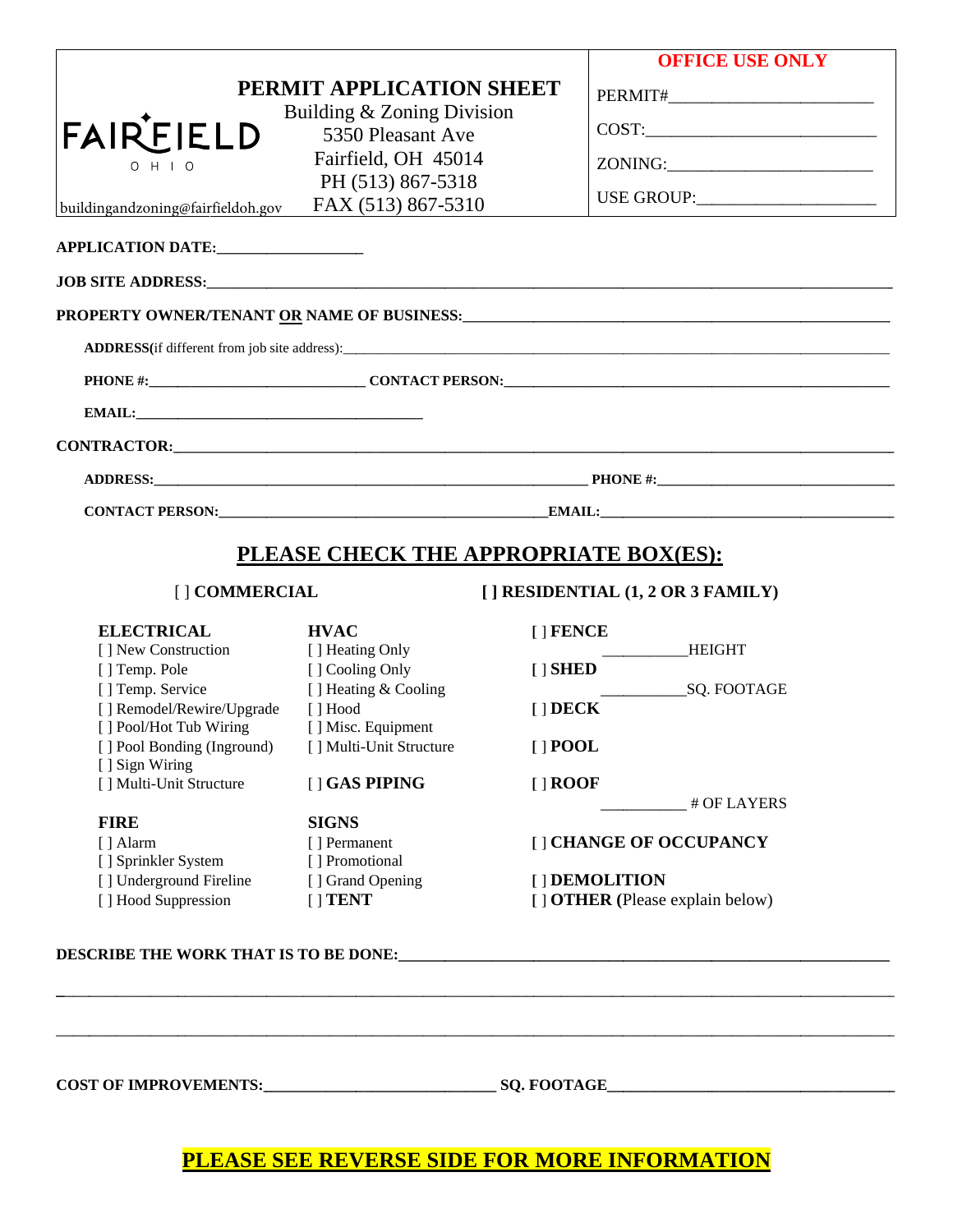FAIRFIELD
OHIO

buildingandzoning@fairfieldoh.gov

# PERMIT APPLICATION SHEET

Building & Zoning Division
5350 Pleasant Ave
Fairfield, OH 45014
PH (513) 867-5318
FAX (513) 867-5310

**OFFICE USE ONLY**

PERMIT#______________________

COST:________________________

ZONING:______________________

USE GROUP:___________________

**APPLICATION DATE:**__________________

**JOB SITE ADDRESS:**________________________________________________

**PROPERTY OWNER/TENANT OR NAME OF BUSINESS:**________________________________________________

**ADDRESS**(if different from job site address):________________________________________________

**PHONE #:**____________________________ **CONTACT PERSON:**________________________________________________

**EMAIL:**________________________________________

**CONTRACTOR:**________________________________________________

**ADDRESS:**________________________________________________ **PHONE #:**________________________________

**CONTACT PERSON:**________________________________________________ **EMAIL:**________________________________________

## PLEASE CHECK THE APPROPRIATE BOX(ES):

[ ] **COMMERCIAL**

[ ] **RESIDENTIAL (1, 2 OR 3 FAMILY)**

**ELECTRICAL**
- [ ] New Construction
- [ ] Temp. Pole
- [ ] Temp. Service
- [ ] Remodel/Rewire/Upgrade
- [ ] Pool/Hot Tub Wiring
- [ ] Pool Bonding (Inground)
- [ ] Sign Wiring
- [ ] Multi-Unit Structure

**FIRE**
- [ ] Alarm
- [ ] Sprinkler System
- [ ] Underground Fireline
- [ ] Hood Suppression

**HVAC**
- [ ] Heating Only
- [ ] Cooling Only
- [ ] Heating & Cooling
- [ ] Hood
- [ ] Misc. Equipment
- [ ] Multi-Unit Structure

[ ] **GAS PIPING**

**SIGNS**
- [ ] Permanent
- [ ] Promotional
- [ ] Grand Opening

[ ] **TENT**

[ ] **FENCE**
__________HEIGHT

[ ] **SHED**
__________SQ. FOOTAGE

[ ] **DECK**

[ ] **POOL**

[ ] **ROOF**
__________ # OF LAYERS

[ ] **CHANGE OF OCCUPANCY**

[ ] **DEMOLITION**

[ ] **OTHER** (Please explain below)

**DESCRIBE THE WORK THAT IS TO BE DONE:**________________________________________________

________________________________________________________________________________________________

________________________________________________________________________________________________

**COST OF IMPROVEMENTS:**____________________________ **SQ. FOOTAGE**____________________________________

**PLEASE SEE REVERSE SIDE FOR MORE INFORMATION**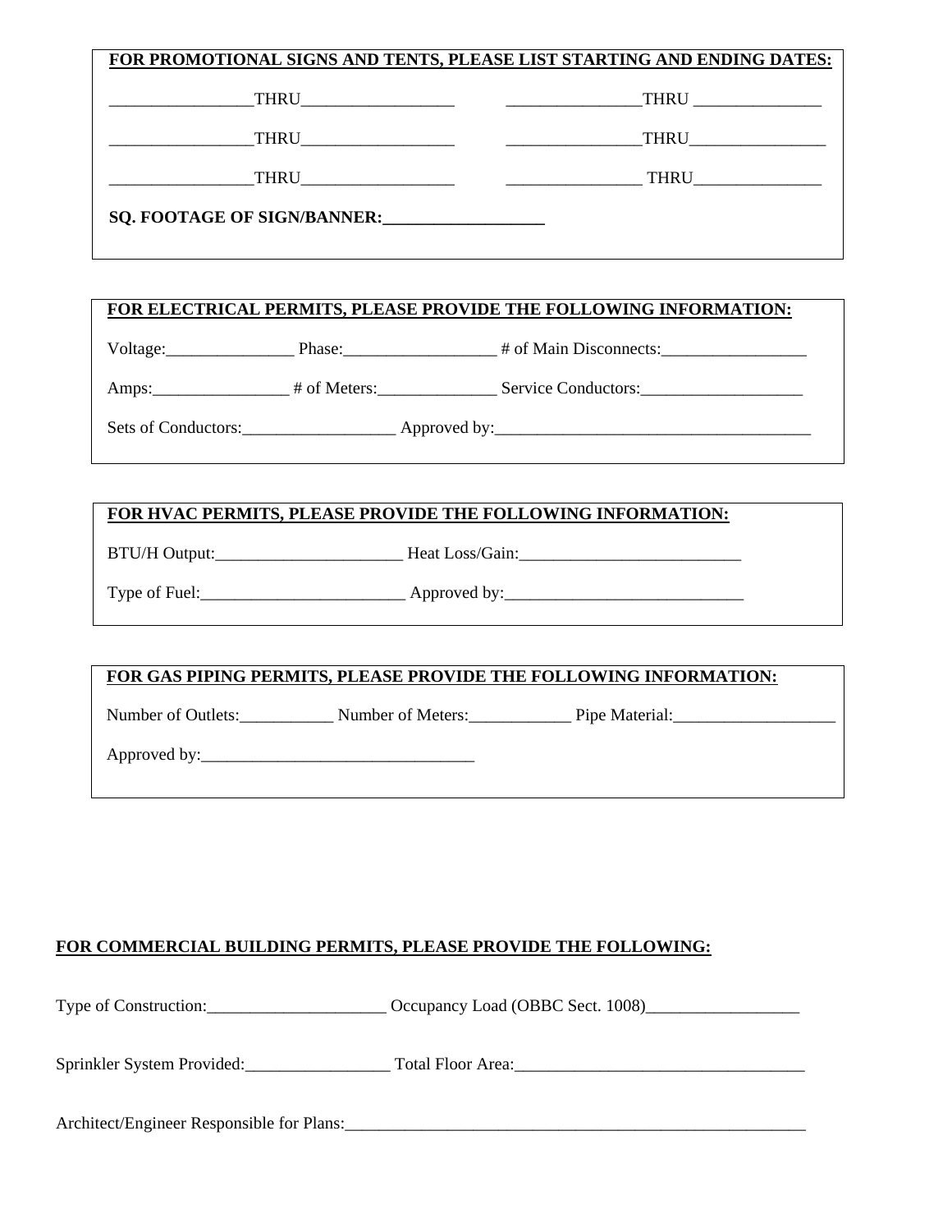**FOR PROMOTIONAL SIGNS AND TENTS, PLEASE LIST STARTING AND ENDING DATES:**

_________________THRU__________________ ________________THRU _______________

_________________THRU__________________ ________________THRU________________

_________________THRU__________________ ________________ THRU_______________

**SQ. FOOTAGE OF SIGN/BANNER:___________________**

**FOR ELECTRICAL PERMITS, PLEASE PROVIDE THE FOLLOWING INFORMATION:**

Voltage:_______________ Phase:__________________ # of Main Disconnects:_________________

Amps:________________ # of Meters:______________ Service Conductors:___________________

Sets of Conductors:__________________ Approved by:_____________________________________

**FOR HVAC PERMITS, PLEASE PROVIDE THE FOLLOWING INFORMATION:**

BTU/H Output:______________________ Heat Loss/Gain:__________________________

Type of Fuel:________________________ Approved by:____________________________

**FOR GAS PIPING PERMITS, PLEASE PROVIDE THE FOLLOWING INFORMATION:**

Number of Outlets:___________ Number of Meters:____________ Pipe Material:___________________

Approved by:________________________________

**FOR COMMERCIAL BUILDING PERMITS, PLEASE PROVIDE THE FOLLOWING:**

Type of Construction:_____________________ Occupancy Load (OBBC Sect. 1008)__________________

Sprinkler System Provided:_________________ Total Floor Area:___________________________________

Architect/Engineer Responsible for Plans:_________________________________________________________